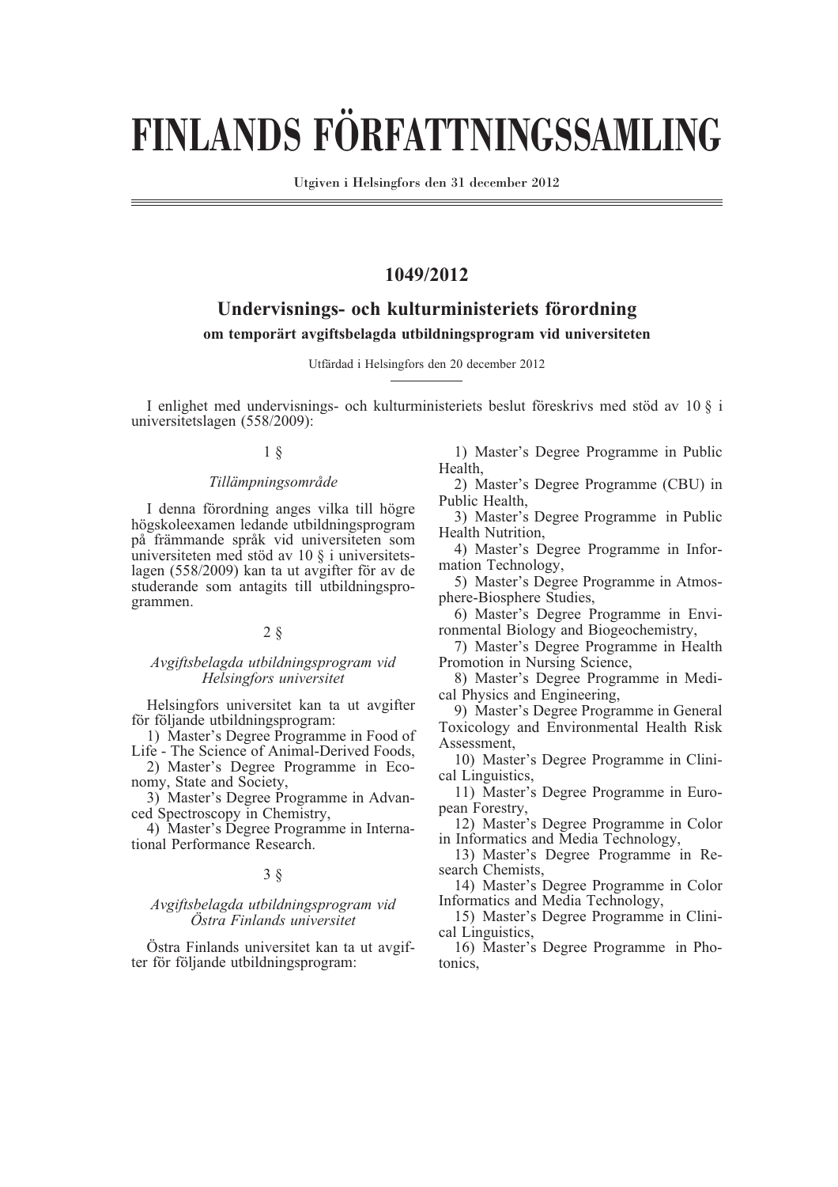# FINLANDS FÖRFATTNINGSSAMLING

Utgiven i Helsingfors den 31 december 2012

## 1049/2012

### Undervisnings- och kulturministeriets förordning

**om temporärt avgiftsbelagda utbildningsprogram vid universiteten**

Utfärdad i Helsingfors den 20 december 2012

I enlighet med undervisnings- och kulturministeriets beslut föreskrivs med stöd av 10 § i universitetslagen (558/2009):

1 §

*Tillämpningsområde*

I denna förordning anges vilka till högre högskoleexamen ledande utbildningsprogram på främmande språk vid universiteten som universiteten med stöd av 10 § i universitetslagen (558/2009) kan ta ut avgifter för av de studerande som antagits till utbildningsprogrammen.

2 §

*Avgiftsbelagda utbildningsprogram vid Helsingfors universitet*

Helsingfors universitet kan ta ut avgifter för följande utbildningsprogram:

1) Master's Degree Programme in Food of Life - The Science of Animal-Derived Foods,
2) Master's Degree Programme in Economy, State and Society,
3) Master's Degree Programme in Advanced Spectroscopy in Chemistry,
4) Master's Degree Programme in International Performance Research.

3 §

*Avgiftsbelagda utbildningsprogram vid Östra Finlands universitet*

Östra Finlands universitet kan ta ut avgifter för följande utbildningsprogram:

1) Master's Degree Programme in Public Health,
2) Master's Degree Programme (CBU) in Public Health,
3) Master's Degree Programme in Public Health Nutrition,
4) Master's Degree Programme in Information Technology,
5) Master's Degree Programme in Atmosphere-Biosphere Studies,
6) Master's Degree Programme in Environmental Biology and Biogeochemistry,
7) Master's Degree Programme in Health Promotion in Nursing Science,
8) Master's Degree Programme in Medical Physics and Engineering,
9) Master's Degree Programme in General Toxicology and Environmental Health Risk Assessment,
10) Master's Degree Programme in Clinical Linguistics,
11) Master's Degree Programme in European Forestry,
12) Master's Degree Programme in Color in Informatics and Media Technology,
13) Master's Degree Programme in Research Chemists,
14) Master's Degree Programme in Color Informatics and Media Technology,
15) Master's Degree Programme in Clinical Linguistics,
16) Master's Degree Programme in Photonics,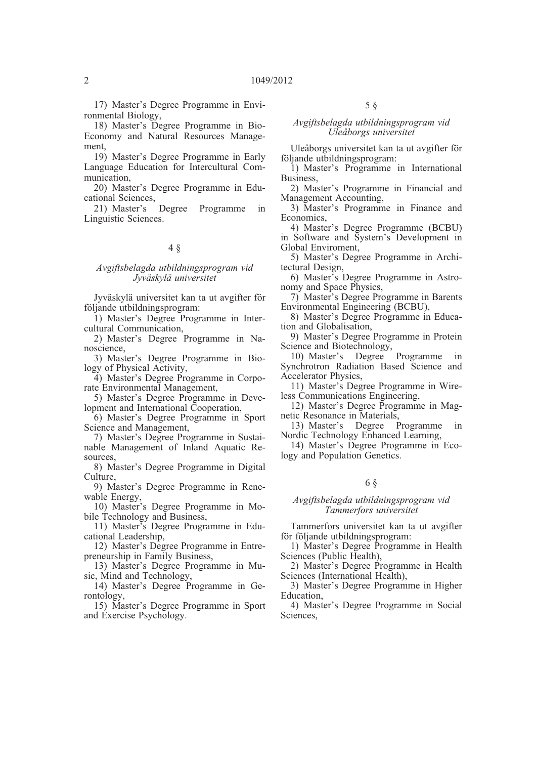17) Master's Degree Programme in Environmental Biology,

18) Master's Degree Programme in Bio-Economy and Natural Resources Management,

19) Master's Degree Programme in Early Language Education for Intercultural Communication,

20) Master's Degree Programme in Educational Sciences,

21) Master's Degree Programme in Linguistic Sciences.

4 §

*Avgiftsbelagda utbildningsprogram vid Jyväskylä universitet*

Jyväskylä universitet kan ta ut avgifter för följande utbildningsprogram:

1) Master's Degree Programme in Intercultural Communication,

2) Master's Degree Programme in Nanoscience,

3) Master's Degree Programme in Biology of Physical Activity,

4) Master's Degree Programme in Corporate Environmental Management,

5) Master's Degree Programme in Development and International Cooperation,

6) Master's Degree Programme in Sport Science and Management,

7) Master's Degree Programme in Sustainable Management of Inland Aquatic Resources,

8) Master's Degree Programme in Digital Culture,

9) Master's Degree Programme in Renewable Energy,

10) Master's Degree Programme in Mobile Technology and Business,

11) Master's Degree Programme in Educational Leadership,

12) Master's Degree Programme in Entrepreneurship in Family Business,

13) Master's Degree Programme in Music, Mind and Technology,

14) Master's Degree Programme in Gerontology,

15) Master's Degree Programme in Sport and Exercise Psychology.

5 §

*Avgiftsbelagda utbildningsprogram vid Uleåborgs universitet*

Uleåborgs universitet kan ta ut avgifter för följande utbildningsprogram:

1) Master's Programme in International Business,

2) Master's Programme in Financial and Management Accounting,

3) Master's Programme in Finance and Economics,

4) Master's Degree Programme (BCBU) in Software and System's Development in Global Enviroment,

5) Master's Degree Programme in Architectural Design,

6) Master's Degree Programme in Astronomy and Space Physics,

7) Master's Degree Programme in Barents Environmental Engineering (BCBU),

8) Master's Degree Programme in Education and Globalisation,

9) Master's Degree Programme in Protein Science and Biotechnology,

10) Master's Degree Programme in Synchrotron Radiation Based Science and Accelerator Physics,

11) Master's Degree Programme in Wireless Communications Engineering,

12) Master's Degree Programme in Magnetic Resonance in Materials,

13) Master's Degree Programme in Nordic Technology Enhanced Learning,

14) Master's Degree Programme in Ecology and Population Genetics.

6 §

*Avgiftsbelagda utbildningsprogram vid Tammerfors universitet*

Tammerfors universitet kan ta ut avgifter för följande utbildningsprogram:

1) Master's Degree Programme in Health Sciences (Public Health),

2) Master's Degree Programme in Health Sciences (International Health),

3) Master's Degree Programme in Higher Education,

4) Master's Degree Programme in Social Sciences,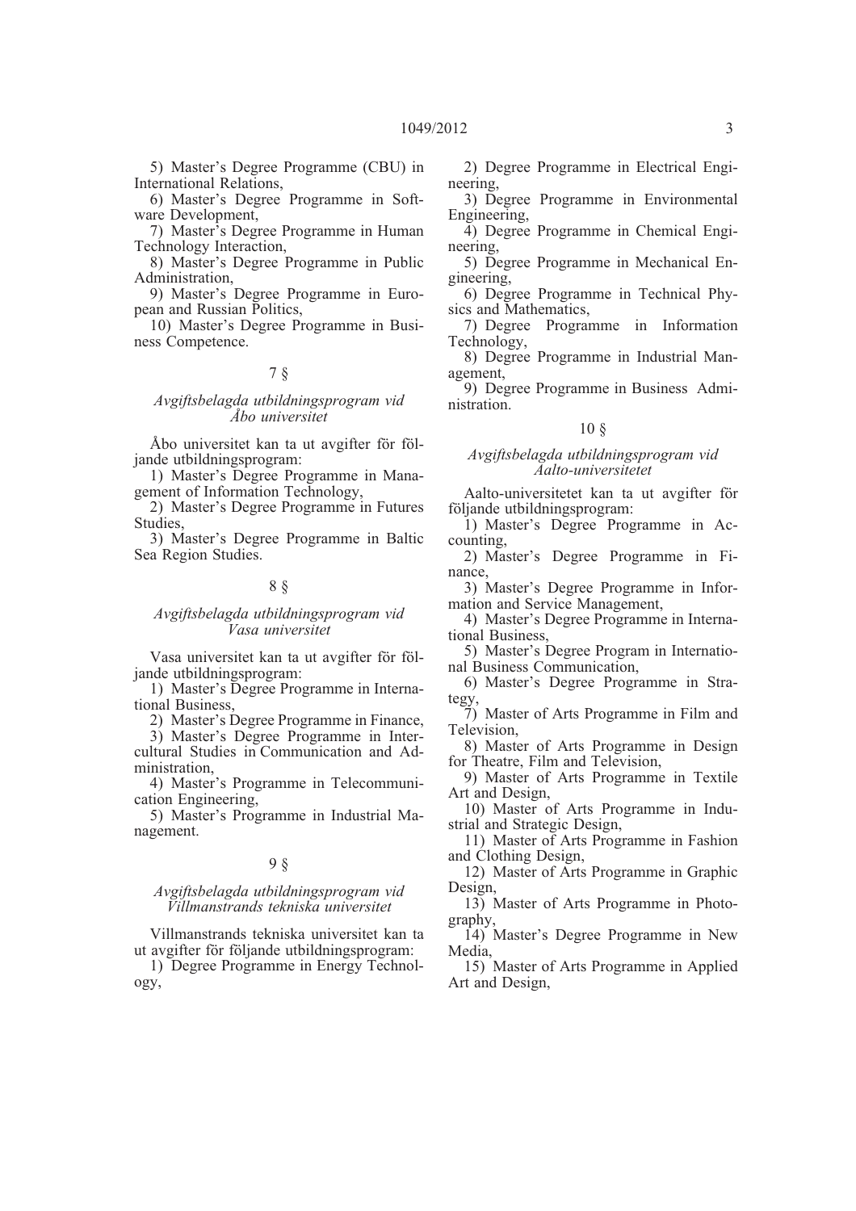5) Master's Degree Programme (CBU) in International Relations,

6) Master's Degree Programme in Software Development,

7) Master's Degree Programme in Human Technology Interaction,

8) Master's Degree Programme in Public Administration,

9) Master's Degree Programme in European and Russian Politics,

10) Master's Degree Programme in Business Competence.

### 7 §

*Avgiftsbelagda utbildningsprogram vid Åbo universitet*

Åbo universitet kan ta ut avgifter för följande utbildningsprogram:

1) Master's Degree Programme in Management of Information Technology,

2) Master's Degree Programme in Futures Studies,

3) Master's Degree Programme in Baltic Sea Region Studies.

### 8 §

*Avgiftsbelagda utbildningsprogram vid Vasa universitet*

Vasa universitet kan ta ut avgifter för följande utbildningsprogram:

1) Master's Degree Programme in International Business,

2) Master's Degree Programme in Finance,

3) Master's Degree Programme in Intercultural Studies in Communication and Administration,

4) Master's Programme in Telecommunication Engineering,

5) Master's Programme in Industrial Management.

### 9 §

*Avgiftsbelagda utbildningsprogram vid Villmanstrands tekniska universitet*

Villmanstrands tekniska universitet kan ta ut avgifter för följande utbildningsprogram:

1) Degree Programme in Energy Technology,

2) Degree Programme in Electrical Engineering,

3) Degree Programme in Environmental Engineering,

4) Degree Programme in Chemical Engineering,

5) Degree Programme in Mechanical Engineering,

6) Degree Programme in Technical Physics and Mathematics,

7) Degree Programme in Information Technology,

8) Degree Programme in Industrial Management,

9) Degree Programme in Business Administration.

### 10 §

*Avgiftsbelagda utbildningsprogram vid Aalto-universitetet*

Aalto-universitetet kan ta ut avgifter för följande utbildningsprogram:

1) Master's Degree Programme in Accounting,

2) Master's Degree Programme in Finance,

3) Master's Degree Programme in Information and Service Management,

4) Master's Degree Programme in International Business,

5) Master's Degree Program in International Business Communication,

6) Master's Degree Programme in Strategy,

7) Master of Arts Programme in Film and Television,

8) Master of Arts Programme in Design for Theatre, Film and Television,

9) Master of Arts Programme in Textile Art and Design,

10) Master of Arts Programme in Industrial and Strategic Design,

11) Master of Arts Programme in Fashion and Clothing Design,

12) Master of Arts Programme in Graphic Design,

13) Master of Arts Programme in Photography,

14) Master's Degree Programme in New Media,

15) Master of Arts Programme in Applied Art and Design,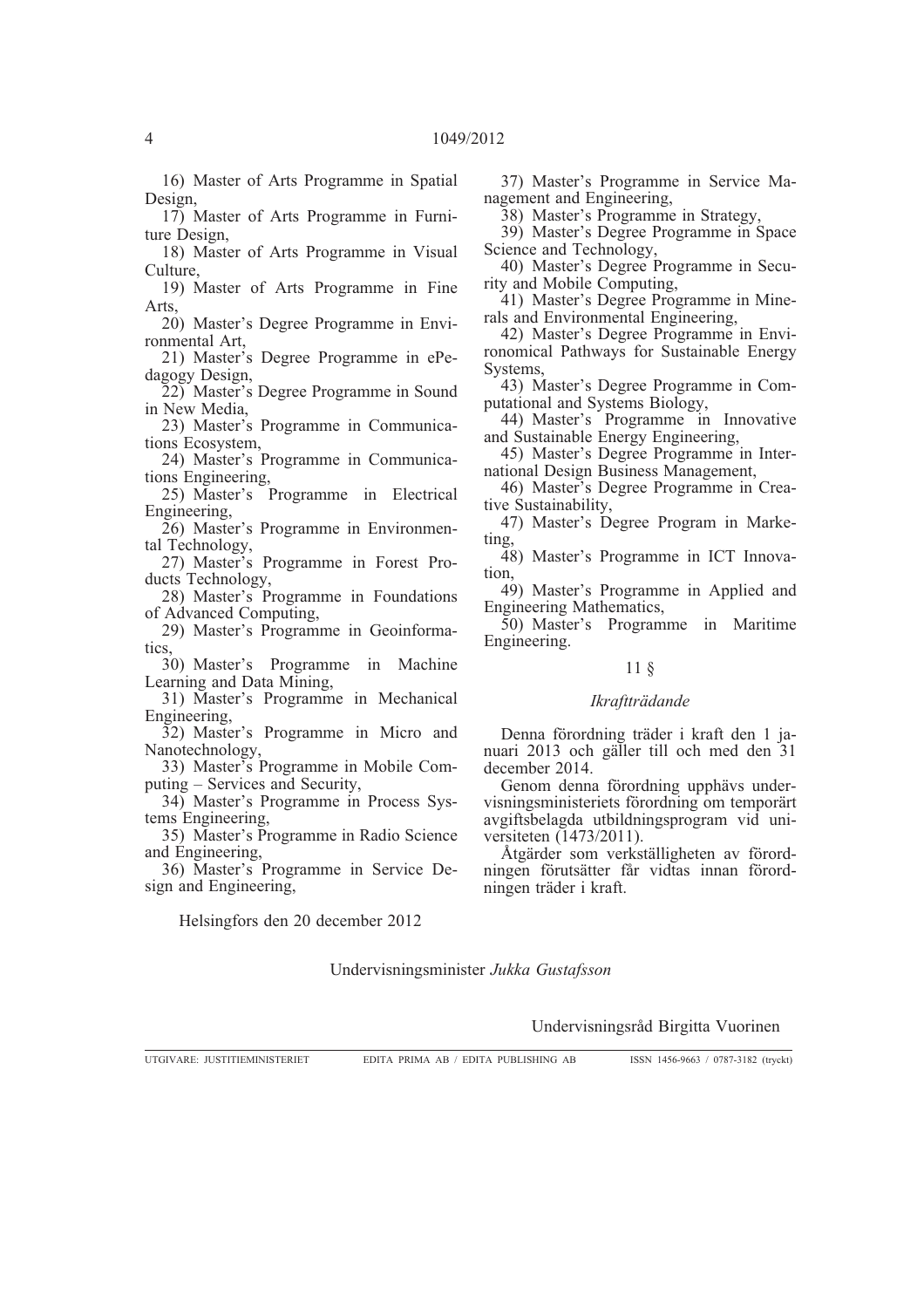16) Master of Arts Programme in Spatial Design,

17) Master of Arts Programme in Furniture Design,

18) Master of Arts Programme in Visual Culture,

19) Master of Arts Programme in Fine Arts,

20) Master's Degree Programme in Environmental Art,

21) Master's Degree Programme in ePedagogy Design,

22) Master's Degree Programme in Sound in New Media,

23) Master's Programme in Communications Ecosystem,

24) Master's Programme in Communications Engineering,

25) Master's Programme in Electrical Engineering,

26) Master's Programme in Environmental Technology,

27) Master's Programme in Forest Products Technology,

28) Master's Programme in Foundations of Advanced Computing,

29) Master's Programme in Geoinformatics,

30) Master's Programme in Machine Learning and Data Mining,

31) Master's Programme in Mechanical Engineering,

32) Master's Programme in Micro and Nanotechnology,

33) Master's Programme in Mobile Computing – Services and Security,

34) Master's Programme in Process Systems Engineering,

35) Master's Programme in Radio Science and Engineering,

36) Master's Programme in Service Design and Engineering,

37) Master's Programme in Service Management and Engineering,

38) Master's Programme in Strategy,

39) Master's Degree Programme in Space Science and Technology,

40) Master's Degree Programme in Security and Mobile Computing,

41) Master's Degree Programme in Minerals and Environmental Engineering,

42) Master's Degree Programme in Environomical Pathways for Sustainable Energy Systems,

43) Master's Degree Programme in Computational and Systems Biology,

44) Master's Programme in Innovative and Sustainable Energy Engineering,

45) Master's Degree Programme in International Design Business Management,

46) Master's Degree Programme in Creative Sustainability,

47) Master's Degree Program in Marketing,

48) Master's Programme in ICT Innovation,

49) Master's Programme in Applied and Engineering Mathematics,

50) Master's Programme in Maritime Engineering.

### 11 §

*Ikraftträdande*

Denna förordning träder i kraft den 1 januari 2013 och gäller till och med den 31 december 2014.

Genom denna förordning upphävs undervisningsministeriets förordning om temporärt avgiftsbelagda utbildningsprogram vid universiteten (1473/2011).

Åtgärder som verkställigheten av förordningen förutsätter får vidtas innan förordningen träder i kraft.

Helsingfors den 20 december 2012

Undervisningsminister *Jukka Gustafsson*

Undervisningsråd Birgitta Vuorinen